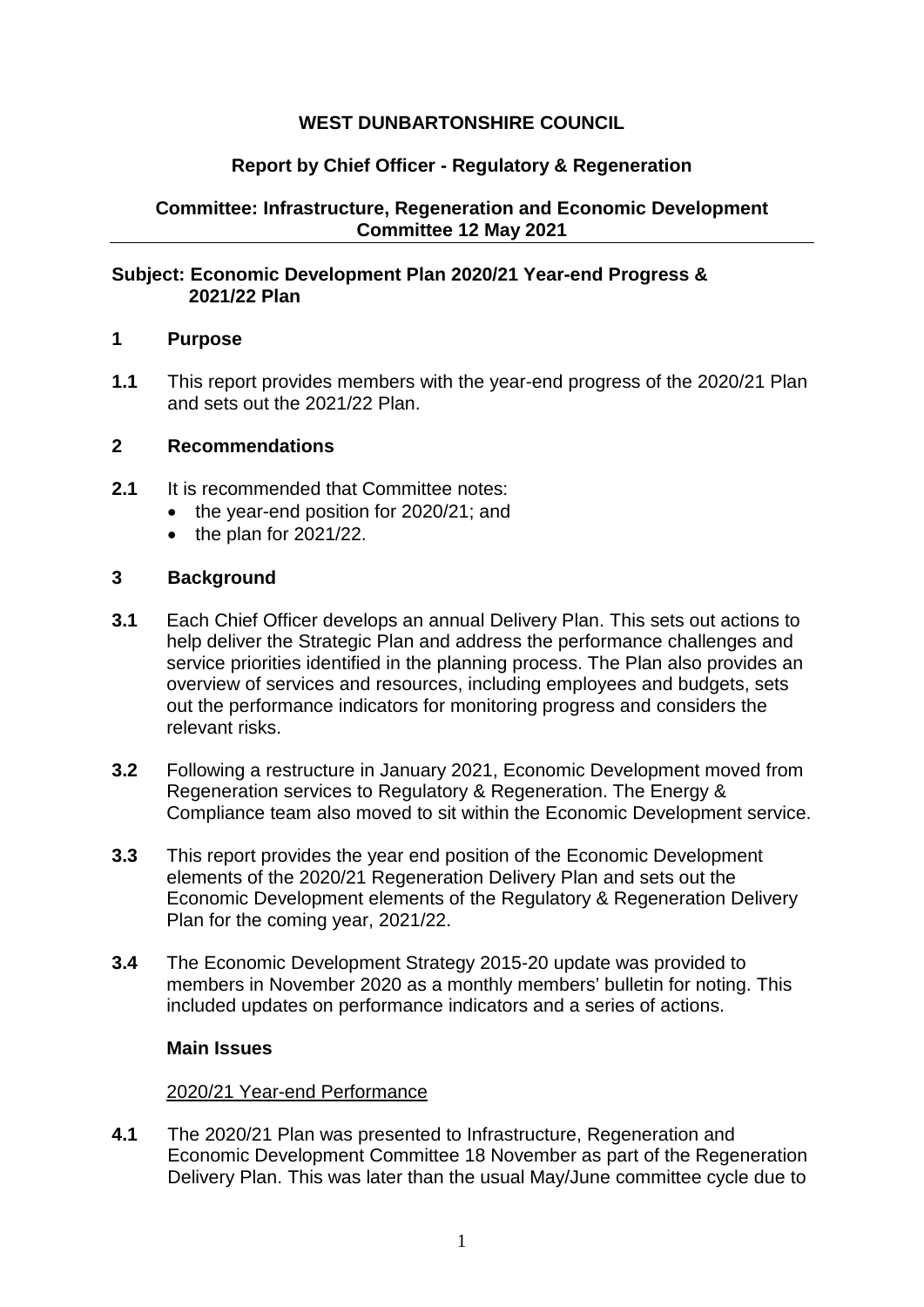**WEST DUNBARTONSHIRE COUNCIL**

**Report by Chief Officer - Regulatory & Regeneration**

**Committee: Infrastructure, Regeneration and Economic Development Committee 12 May 2021**

---

**Subject: Economic Development Plan 2020/21 Year-end Progress & 2021/22 Plan**

## 1 Purpose

**1.1** This report provides members with the year-end progress of the 2020/21 Plan and sets out the 2021/22 Plan.

## 2 Recommendations

**2.1** It is recommended that Committee notes:

- the year-end position for 2020/21; and
- the plan for 2021/22.

## 3 Background

**3.1** Each Chief Officer develops an annual Delivery Plan. This sets out actions to help deliver the Strategic Plan and address the performance challenges and service priorities identified in the planning process. The Plan also provides an overview of services and resources, including employees and budgets, sets out the performance indicators for monitoring progress and considers the relevant risks.

**3.2** Following a restructure in January 2021, Economic Development moved from Regeneration services to Regulatory & Regeneration. The Energy & Compliance team also moved to sit within the Economic Development service.

**3.3** This report provides the year end position of the Economic Development elements of the 2020/21 Regeneration Delivery Plan and sets out the Economic Development elements of the Regulatory & Regeneration Delivery Plan for the coming year, 2021/22.

**3.4** The Economic Development Strategy 2015-20 update was provided to members in November 2020 as a monthly members' bulletin for noting. This included updates on performance indicators and a series of actions.

**Main Issues**

2020/21 Year-end Performance

**4.1** The 2020/21 Plan was presented to Infrastructure, Regeneration and Economic Development Committee 18 November as part of the Regeneration Delivery Plan. This was later than the usual May/June committee cycle due to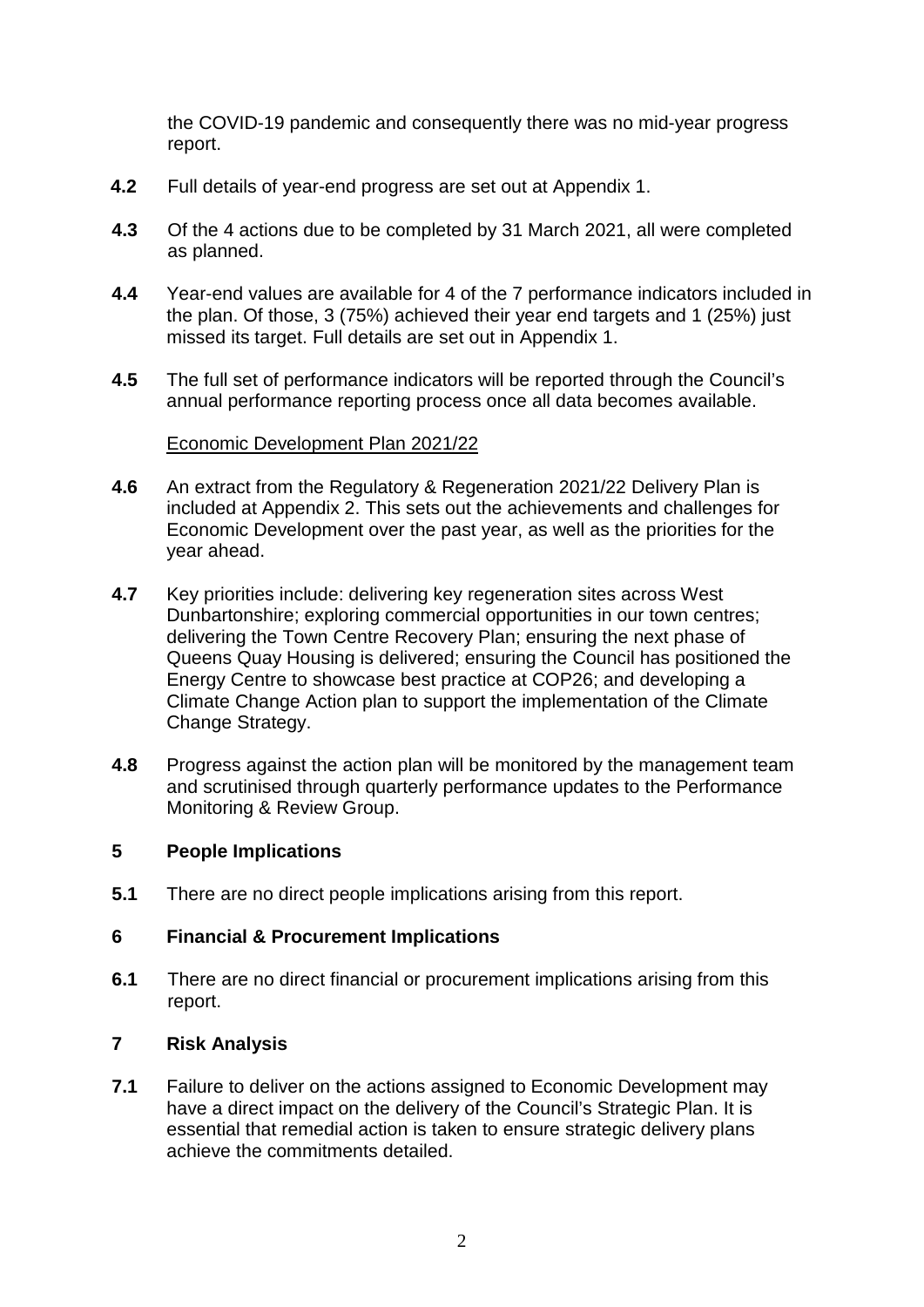the COVID-19 pandemic and consequently there was no mid-year progress report.

**4.2** Full details of year-end progress are set out at Appendix 1.

**4.3** Of the 4 actions due to be completed by 31 March 2021, all were completed as planned.

**4.4** Year-end values are available for 4 of the 7 performance indicators included in the plan. Of those, 3 (75%) achieved their year end targets and 1 (25%) just missed its target. Full details are set out in Appendix 1.

**4.5** The full set of performance indicators will be reported through the Council's annual performance reporting process once all data becomes available.

Economic Development Plan 2021/22

**4.6** An extract from the Regulatory & Regeneration 2021/22 Delivery Plan is included at Appendix 2. This sets out the achievements and challenges for Economic Development over the past year, as well as the priorities for the year ahead.

**4.7** Key priorities include: delivering key regeneration sites across West Dunbartonshire; exploring commercial opportunities in our town centres; delivering the Town Centre Recovery Plan; ensuring the next phase of Queens Quay Housing is delivered; ensuring the Council has positioned the Energy Centre to showcase best practice at COP26; and developing a Climate Change Action plan to support the implementation of the Climate Change Strategy.

**4.8** Progress against the action plan will be monitored by the management team and scrutinised through quarterly performance updates to the Performance Monitoring & Review Group.

## 5 People Implications

**5.1** There are no direct people implications arising from this report.

## 6 Financial & Procurement Implications

**6.1** There are no direct financial or procurement implications arising from this report.

## 7 Risk Analysis

**7.1** Failure to deliver on the actions assigned to Economic Development may have a direct impact on the delivery of the Council's Strategic Plan. It is essential that remedial action is taken to ensure strategic delivery plans achieve the commitments detailed.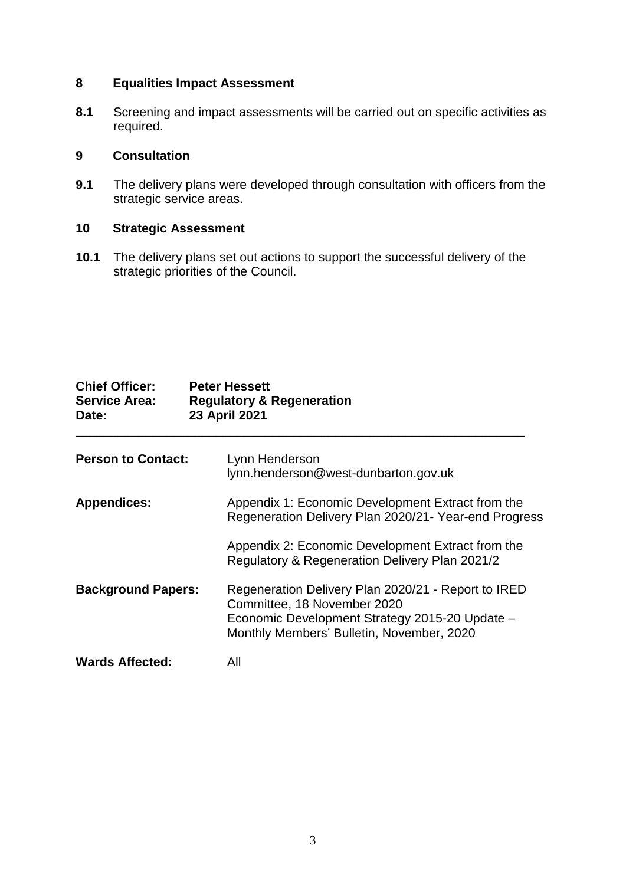## 8 Equalities Impact Assessment

**8.1** Screening and impact assessments will be carried out on specific activities as required.

## 9 Consultation

**9.1** The delivery plans were developed through consultation with officers from the strategic service areas.

## 10 Strategic Assessment

**10.1** The delivery plans set out actions to support the successful delivery of the strategic priorities of the Council.

**Chief Officer:** **Peter Hessett**
**Service Area:** **Regulatory & Regeneration**
**Date:** **23 April 2021**

---

**Person to Contact:** Lynn Henderson
lynn.henderson@west-dunbarton.gov.uk

**Appendices:** Appendix 1: Economic Development Extract from the Regeneration Delivery Plan 2020/21- Year-end Progress

Appendix 2: Economic Development Extract from the Regulatory & Regeneration Delivery Plan 2021/2

**Background Papers:** Regeneration Delivery Plan 2020/21 - Report to IRED Committee, 18 November 2020
Economic Development Strategy 2015-20 Update – Monthly Members' Bulletin, November, 2020

**Wards Affected:** All